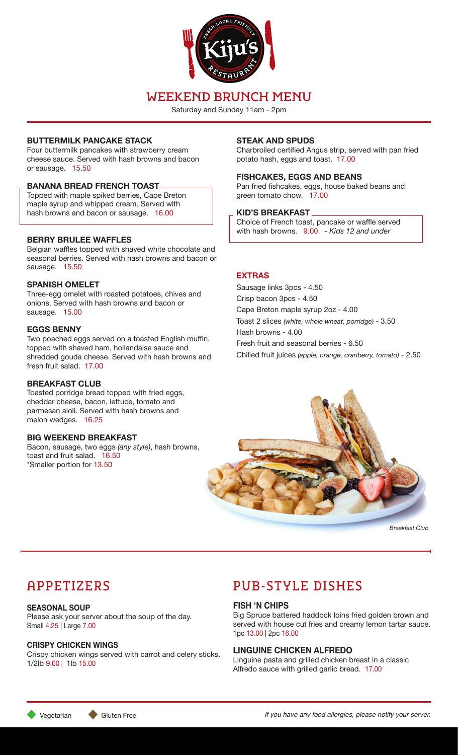# WEEKEND BRUNCH MENU

Saturday and Sunday 11am - 2pm

### BUTTERMILK PANCAKE STACK

Four buttermilk pancakes with strawberry cream cheese sauce. Served with hash browns and bacon or sausage. 15.50

### BANANA BREAD FRENCH TOAST

Topped with maple spiked berries, Cape Breton maple syrup and whipped cream. Served with hash browns and bacon or sausage. 16.00

### BERRY BRULEE WAFFLES

Belgian waffles topped with shaved white chocolate and seasonal berries. Served with hash browns and bacon or sausage. 15.50

### SPANISH OMELET

Three-egg omelet with roasted potatoes, chives and onions. Served with hash browns and bacon or sausage. 15.00

### EGGS BENNY

Two poached eggs served on a toasted English muffin, topped with shaved ham, hollandaise sauce and shredded gouda cheese. Served with hash browns and fresh fruit salad. 17.00

### BREAKFAST CLUB

Toasted porridge bread topped with fried eggs, cheddar cheese, bacon, lettuce, tomato and parmesan aioli. Served with hash browns and melon wedges. 16.25

### BIG WEEKEND BREAKFAST

Bacon, sausage, two eggs *(any style)*, hash browns, toast and fruit salad. 16.50
*Smaller portion for 13.50

### STEAK AND SPUDS

Charbroiled certified Angus strip, served with pan fried potato hash, eggs and toast. 17.00

### FISHCAKES, EGGS AND BEANS

Pan fried fishcakes, eggs, house baked beans and green tomato chow. 17.00

### KID'S BREAKFAST

Choice of French toast, pancake or waffle served with hash browns. 9.00 *- Kids 12 and under*

### EXTRAS

Sausage links 3pcs - 4.50
Crisp bacon 3pcs - 4.50
Cape Breton maple syrup 2oz - 4.00
Toast 2 slices *(white, whole wheat, porridge)* - 3.50
Hash browns - 4.00
Fresh fruit and seasonal berries - 6.50
Chilled fruit juices *(apple, orange, cranberry, tomato)* - 2.50

*Breakfast Club*

## APPETIZERS

### SEASONAL SOUP

Please ask your server about the soup of the day.
Small 4.25 | Large 7.00

### CRISPY CHICKEN WINGS

Crispy chicken wings served with carrot and celery sticks.
1/2lb 9.00 | 1lb 15.00

## PUB-STYLE DISHES

### FISH 'N CHIPS

Big Spruce battered haddock loins fried golden brown and served with house cut fries and creamy lemon tartar sauce.
1pc 13.00 | 2pc 16.00

### LINGUINE CHICKEN ALFREDO

Linguine pasta and grilled chicken breast in a classic Alfredo sauce with grilled garlic bread. 17.00

◆ Vegetarian ◆ Gluten Free

*If you have any food allergies, please notify your server.*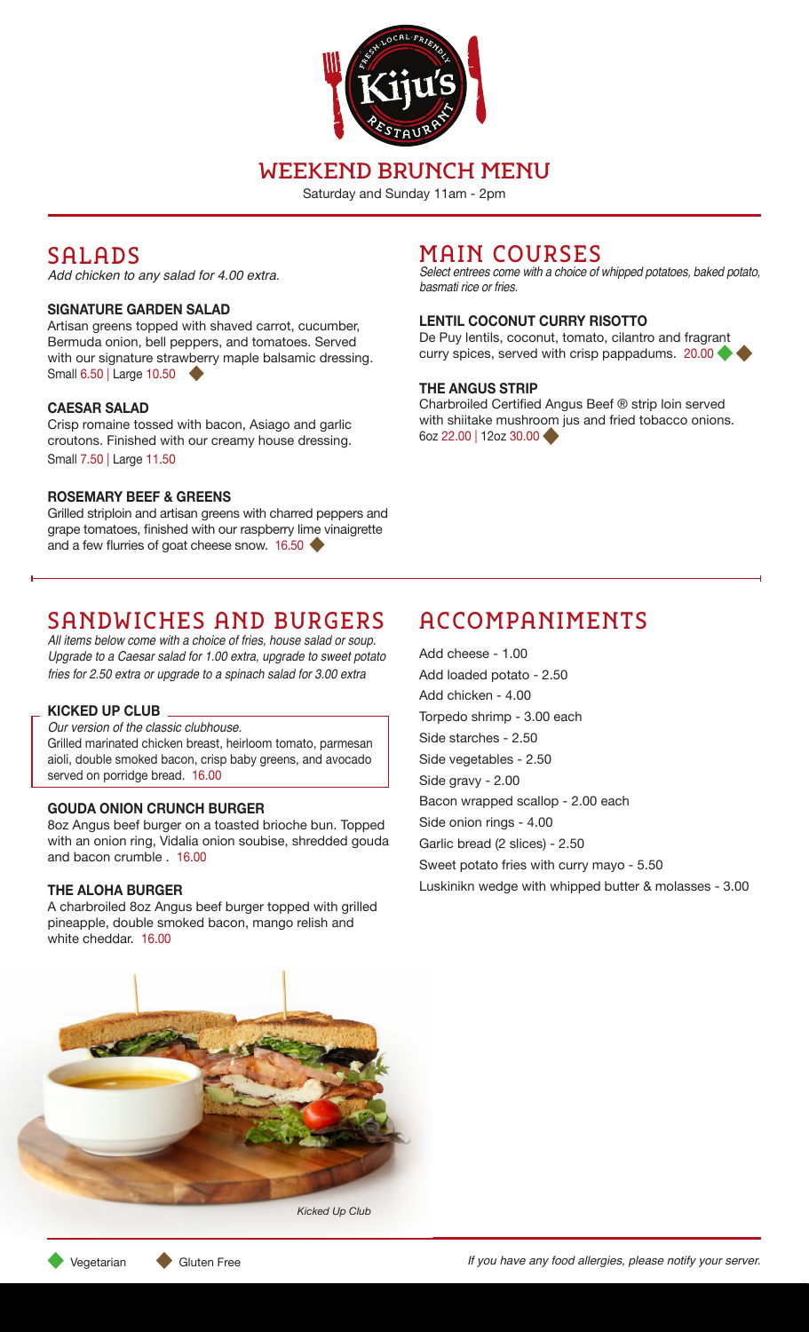# WEEKEND BRUNCH MENU

Saturday and Sunday 11am - 2pm

## SALADS

*Add chicken to any salad for 4.00 extra.*

### SIGNATURE GARDEN SALAD

Artisan greens topped with shaved carrot, cucumber, Bermuda onion, bell peppers, and tomatoes. Served with our signature strawberry maple balsamic dressing.
Small 6.50 | Large 10.50 ◆

### CAESAR SALAD

Crisp romaine tossed with bacon, Asiago and garlic croutons. Finished with our creamy house dressing.
Small 7.50 | Large 11.50

### ROSEMARY BEEF & GREENS

Grilled striploin and artisan greens with charred peppers and grape tomatoes, finished with our raspberry lime vinaigrette and a few flurries of goat cheese snow. 16.50 ◆

## MAIN COURSES

*Select entrees come with a choice of whipped potatoes, baked potato, basmati rice or fries.*

### LENTIL COCONUT CURRY RISOTTO

De Puy lentils, coconut, tomato, cilantro and fragrant curry spices, served with crisp pappadums. 20.00 ◆ ◆

### THE ANGUS STRIP

Charbroiled Certified Angus Beef ® strip loin served with shiitake mushroom jus and fried tobacco onions.
6oz 22.00 | 12oz 30.00 ◆

## SANDWICHES AND BURGERS

*All items below come with a choice of fries, house salad or soup. Upgrade to a Caesar salad for 1.00 extra, upgrade to sweet potato fries for 2.50 extra or upgrade to a spinach salad for 3.00 extra*

### KICKED UP CLUB

*Our version of the classic clubhouse.*
Grilled marinated chicken breast, heirloom tomato, parmesan aioli, double smoked bacon, crisp baby greens, and avocado served on porridge bread. 16.00

### GOUDA ONION CRUNCH BURGER

8oz Angus beef burger on a toasted brioche bun. Topped with an onion ring, Vidalia onion soubise, shredded gouda and bacon crumble . 16.00

### THE ALOHA BURGER

A charbroiled 8oz Angus beef burger topped with grilled pineapple, double smoked bacon, mango relish and white cheddar. 16.00

*Kicked Up Club*

## ACCOMPANIMENTS

Add cheese - 1.00
Add loaded potato - 2.50
Add chicken - 4.00
Torpedo shrimp - 3.00 each
Side starches - 2.50
Side vegetables - 2.50
Side gravy - 2.00
Bacon wrapped scallop - 2.00 each
Side onion rings - 4.00
Garlic bread (2 slices) - 2.50
Sweet potato fries with curry mayo - 5.50
Luskinikn wedge with whipped butter & molasses - 3.00

◆ Vegetarian ◆ Gluten Free

*If you have any food allergies, please notify your server.*